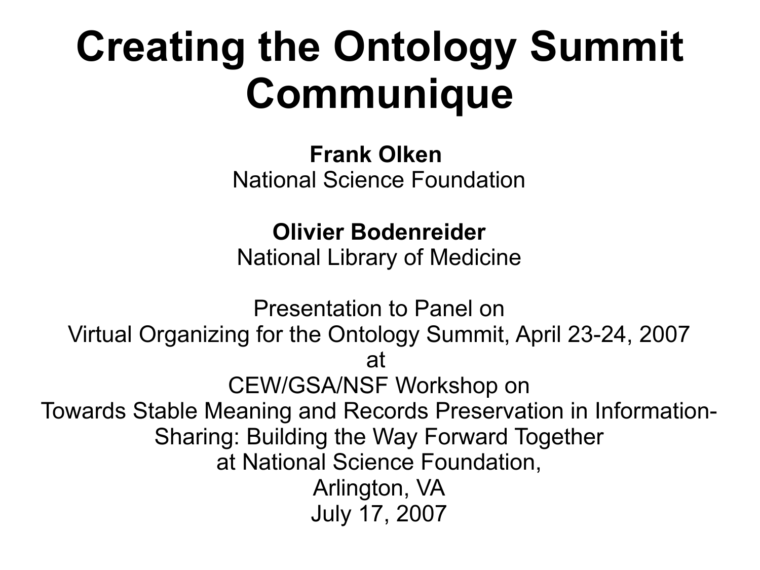# Creating the Ontology Summit Communique

**Frank Olken**
National Science Foundation

**Olivier Bodenreider**
National Library of Medicine

Presentation to Panel on
Virtual Organizing for the Ontology Summit, April 23-24, 2007
at
CEW/GSA/NSF Workshop on
Towards Stable Meaning and Records Preservation in Information-Sharing: Building the Way Forward Together
at National Science Foundation,
Arlington, VA
July 17, 2007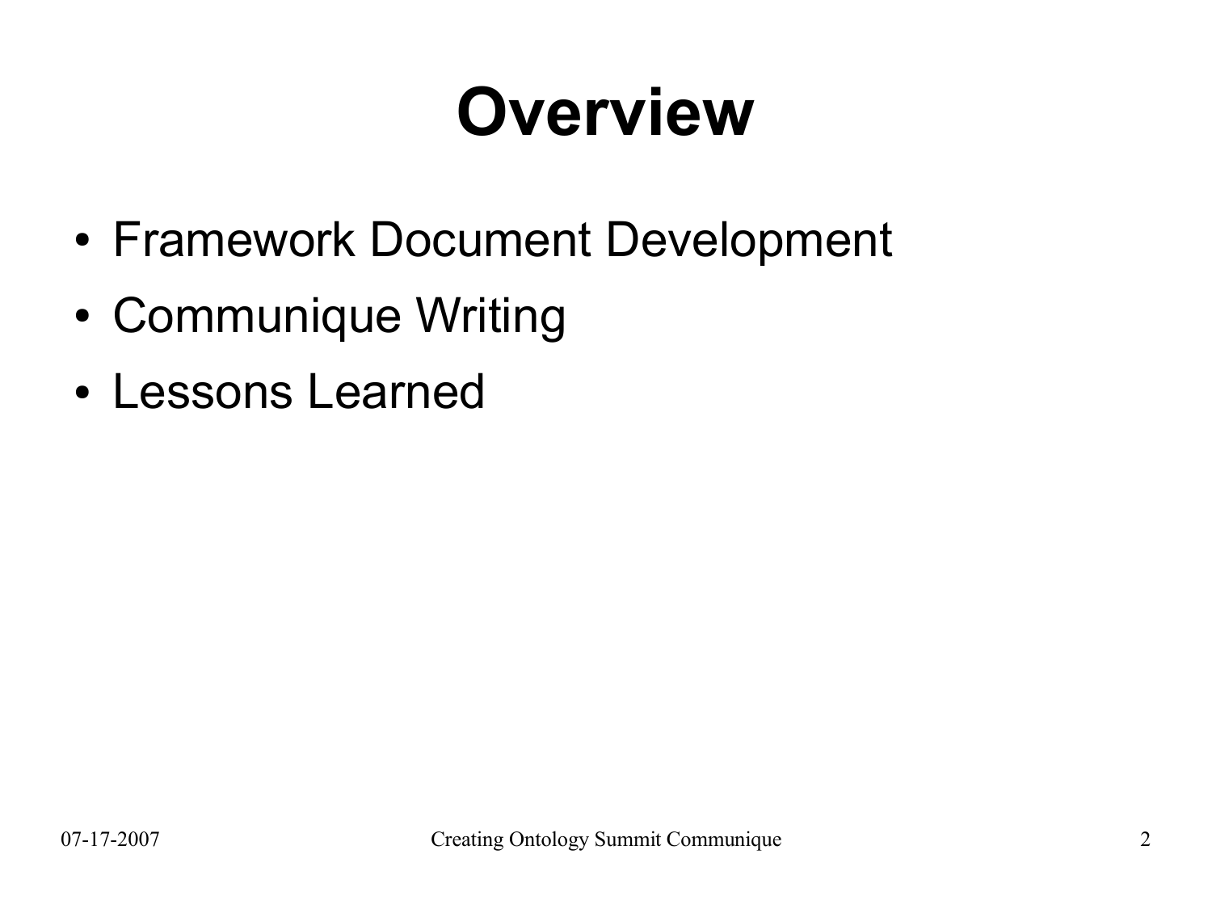# Overview

- Framework Document Development
- Communique Writing
- Lessons Learned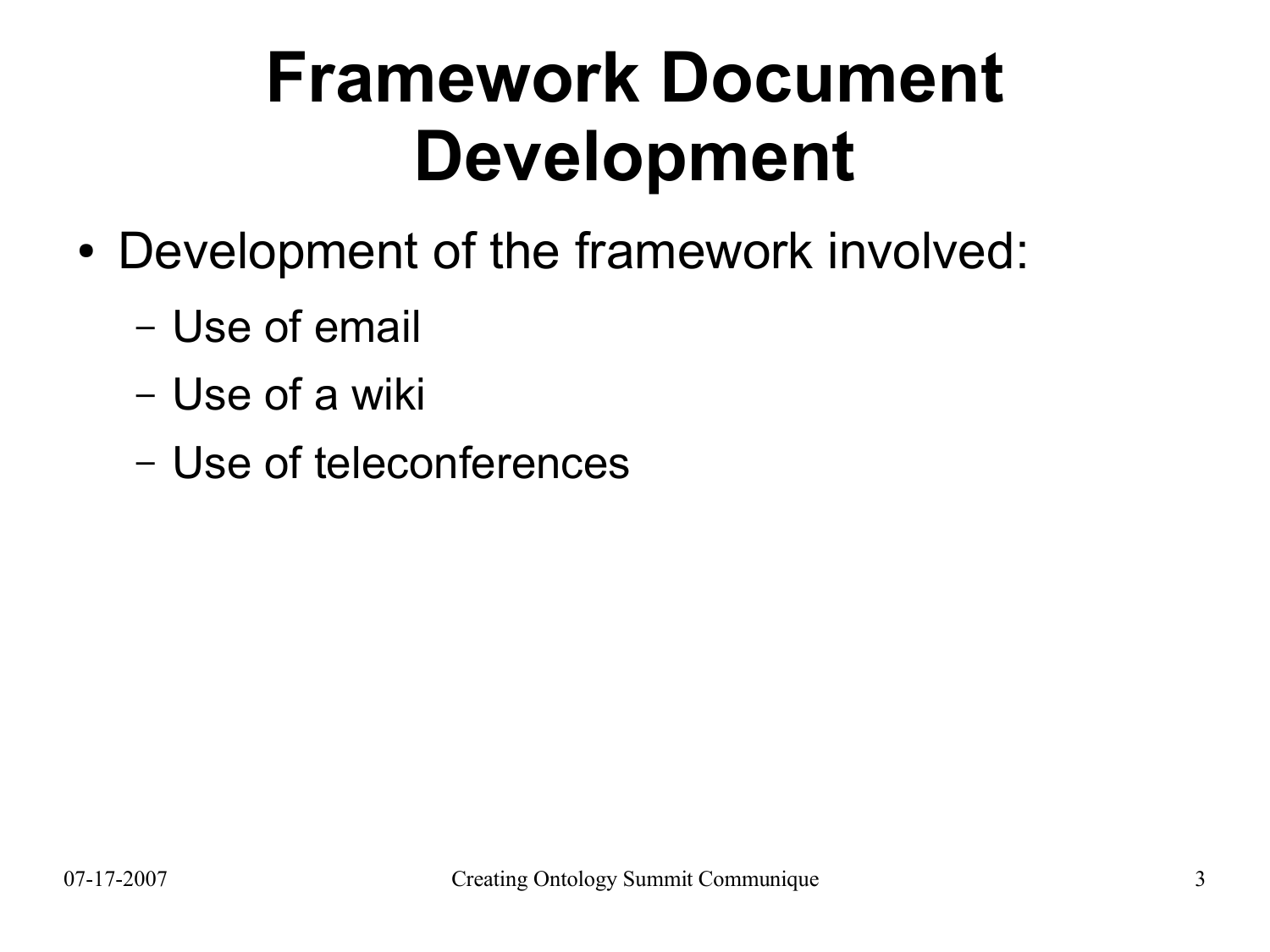# Framework Document Development

- Development of the framework involved:
  - Use of email
  - Use of a wiki
  - Use of teleconferences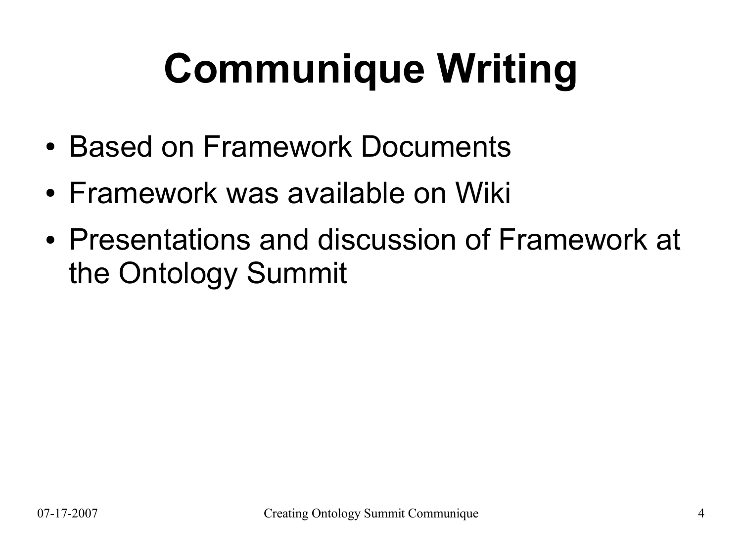# Communique Writing

- Based on Framework Documents
- Framework was available on Wiki
- Presentations and discussion of Framework at the Ontology Summit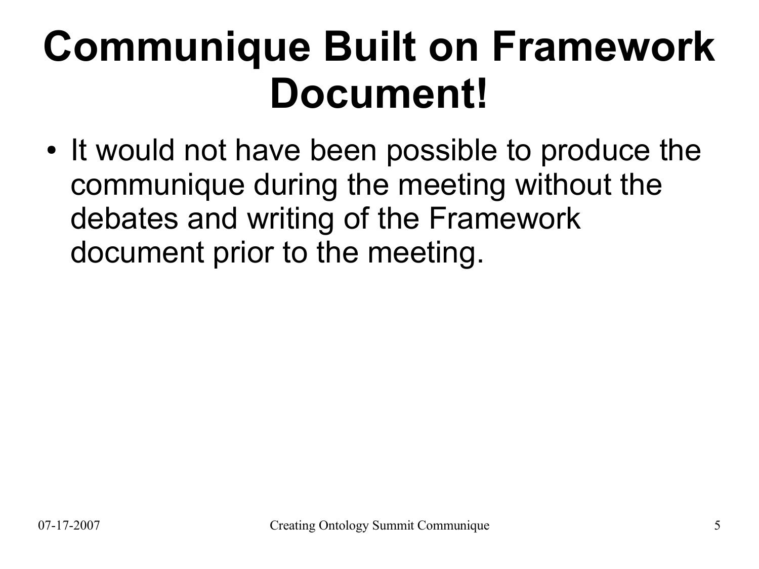# Communique Built on Framework Document!

- It would not have been possible to produce the communique during the meeting without the debates and writing of the Framework document prior to the meeting.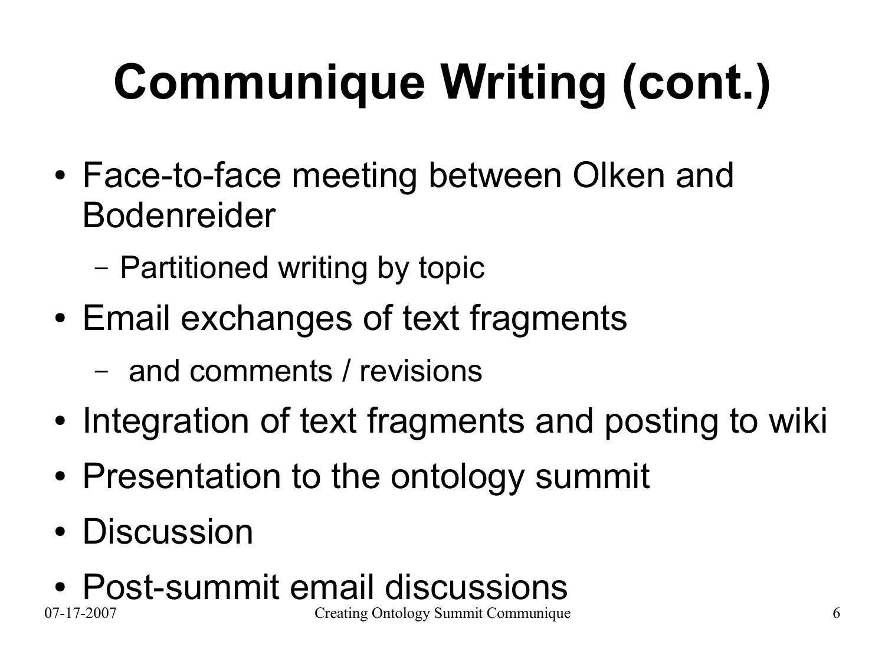# Communique Writing (cont.)

- Face-to-face meeting between Olken and Bodenreider
  - Partitioned writing by topic
- Email exchanges of text fragments
  - and comments / revisions
- Integration of text fragments and posting to wiki
- Presentation to the ontology summit
- Discussion
- Post-summit email discussions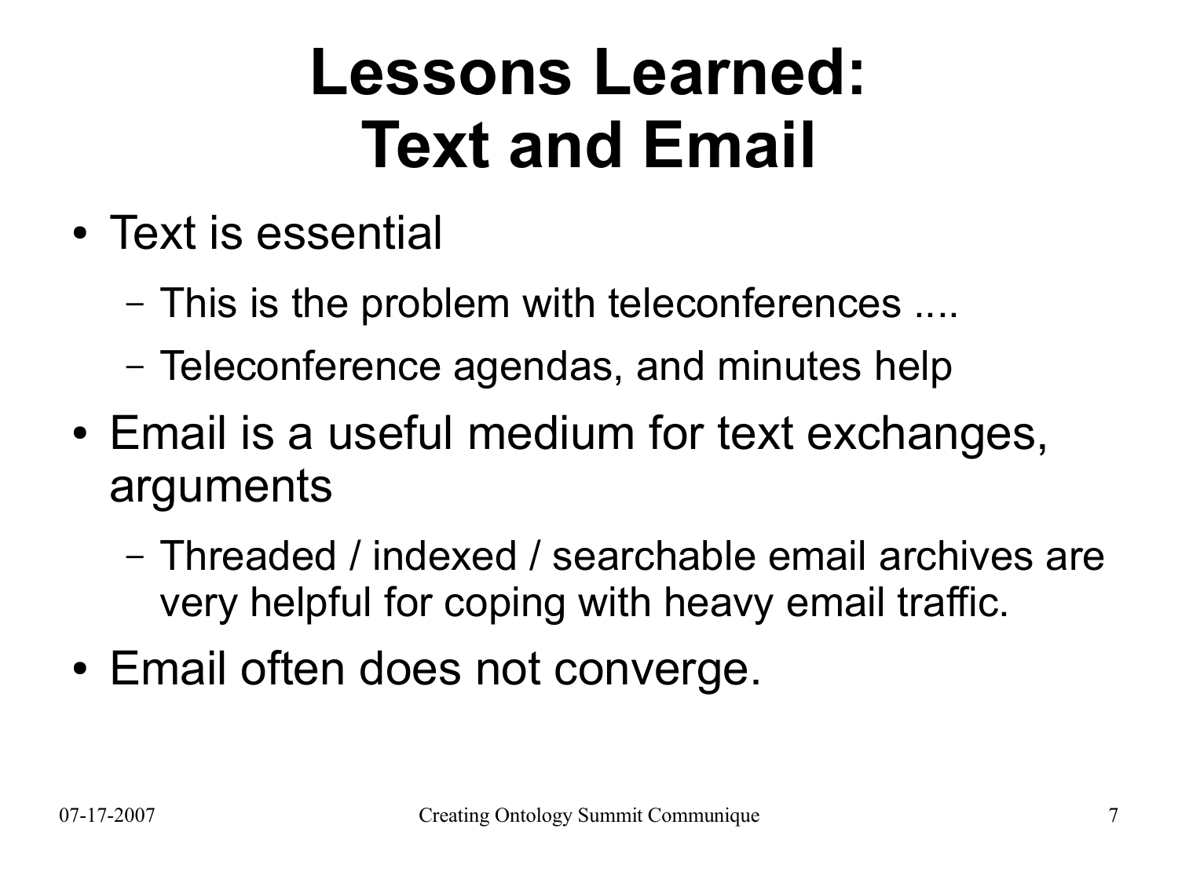# Lessons Learned: Text and Email

- Text is essential
  - This is the problem with teleconferences ....
  - Teleconference agendas, and minutes help
- Email is a useful medium for text exchanges, arguments
  - Threaded / indexed / searchable email archives are very helpful for coping with heavy email traffic.
- Email often does not converge.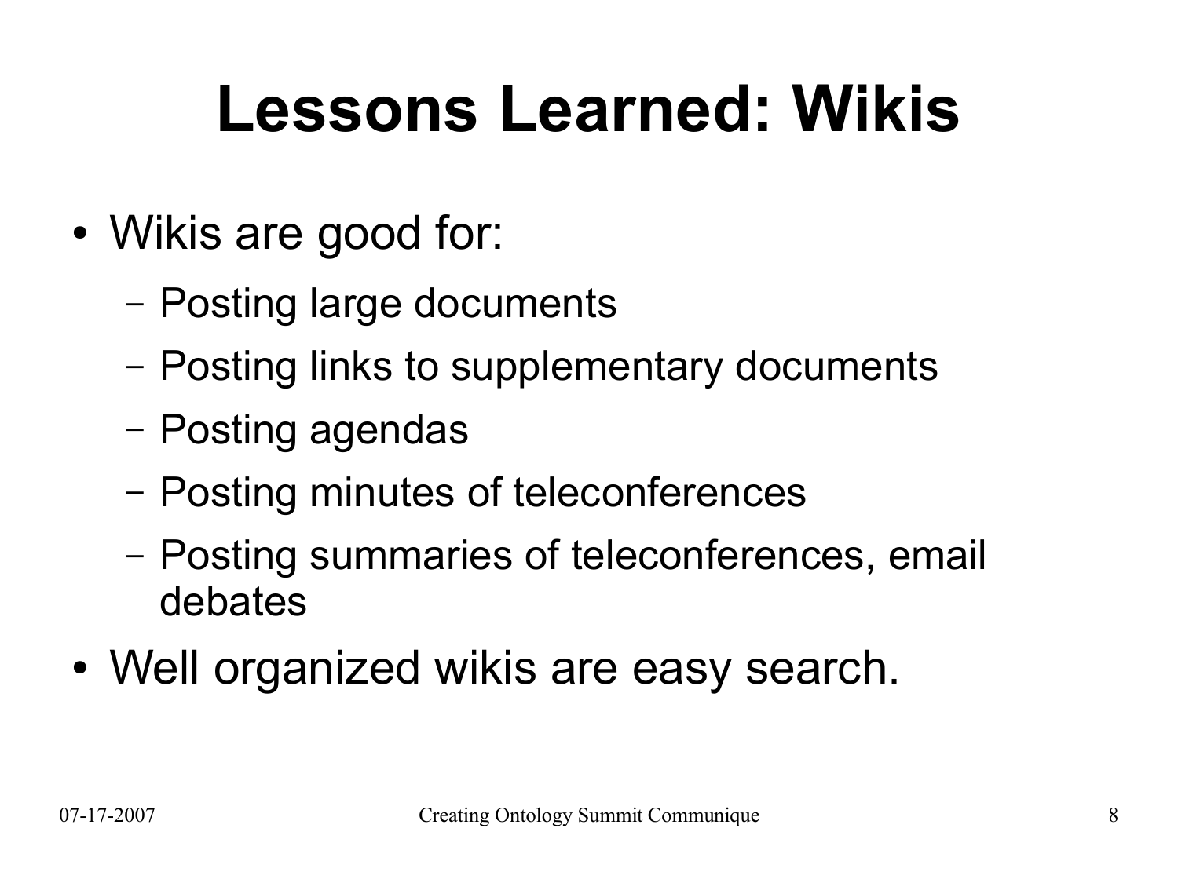# Lessons Learned: Wikis

- Wikis are good for:
  - Posting large documents
  - Posting links to supplementary documents
  - Posting agendas
  - Posting minutes of teleconferences
  - Posting summaries of teleconferences, email debates
- Well organized wikis are easy search.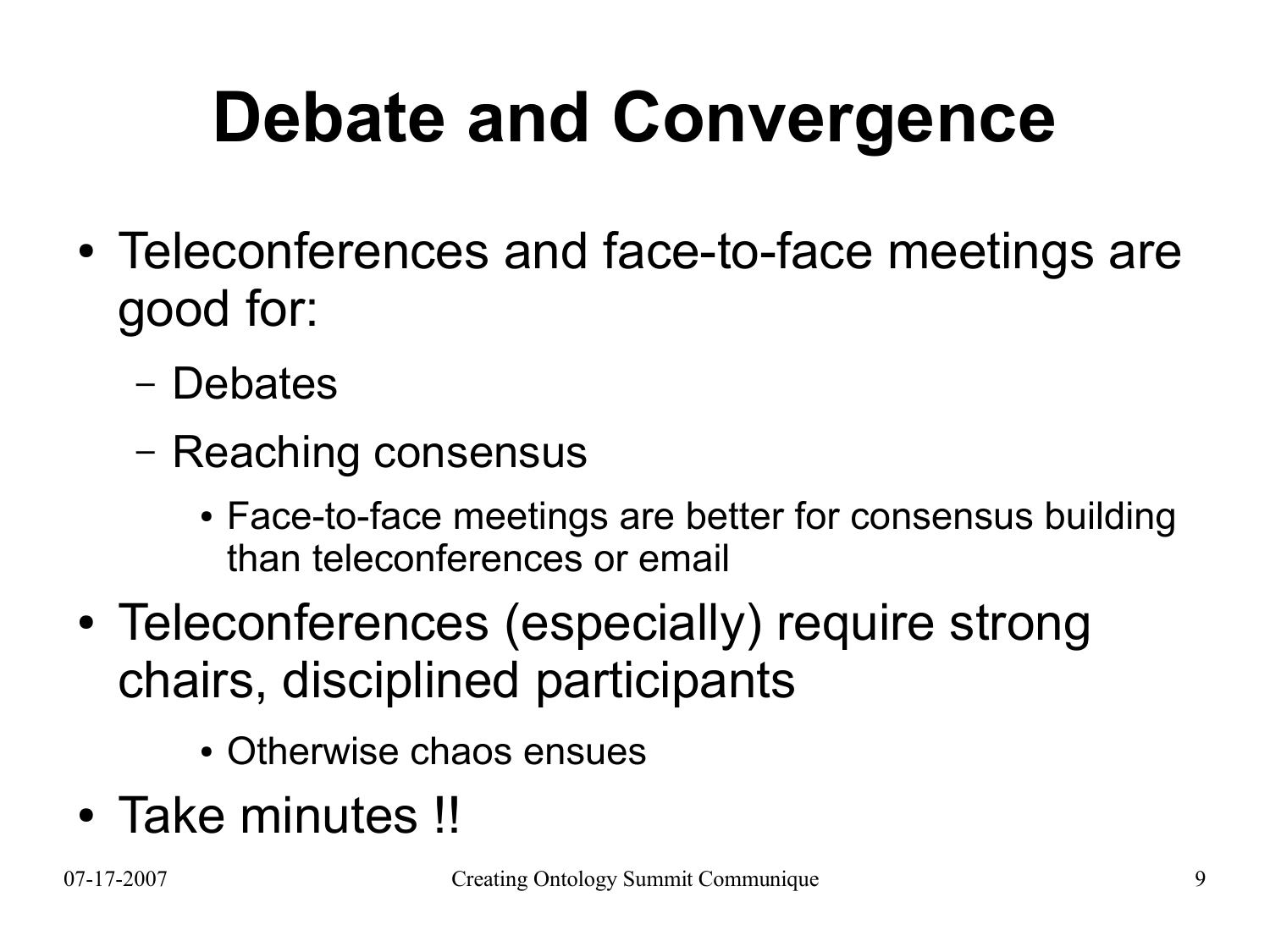# Debate and Convergence

- Teleconferences and face-to-face meetings are good for:
  - Debates
  - Reaching consensus
    - Face-to-face meetings are better for consensus building than teleconferences or email
- Teleconferences (especially) require strong chairs, disciplined participants
    - Otherwise chaos ensues
- Take minutes !!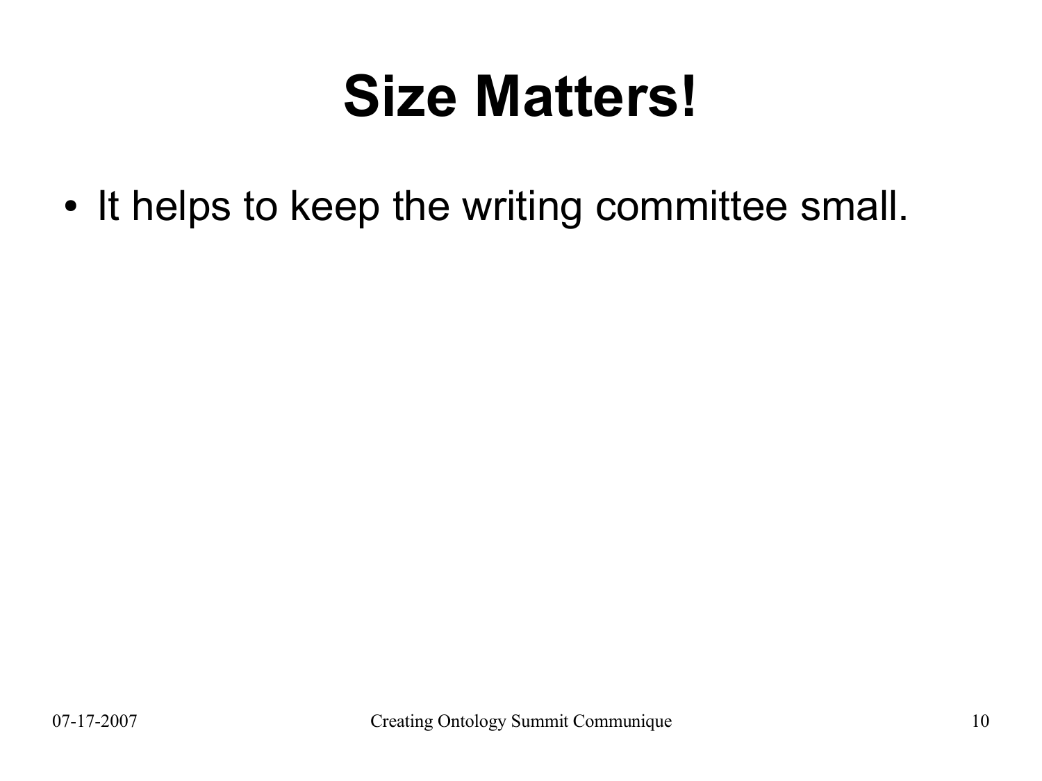# Size Matters!

- It helps to keep the writing committee small.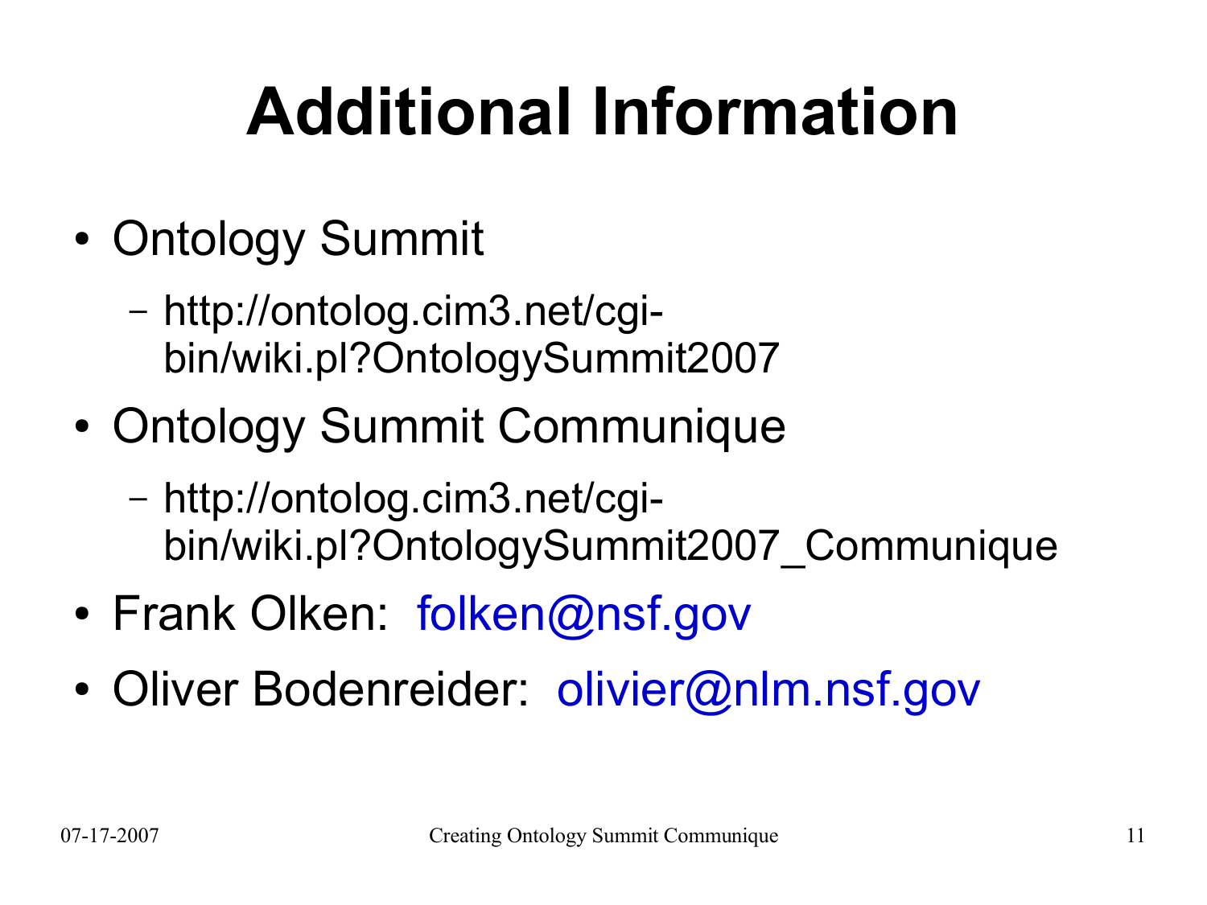# Additional Information

- Ontology Summit
  - http://ontolog.cim3.net/cgi-bin/wiki.pl?OntologySummit2007
- Ontology Summit Communique
  - http://ontolog.cim3.net/cgi-bin/wiki.pl?OntologySummit2007_Communique
- Frank Olken: folken@nsf.gov
- Oliver Bodenreider: olivier@nlm.nsf.gov